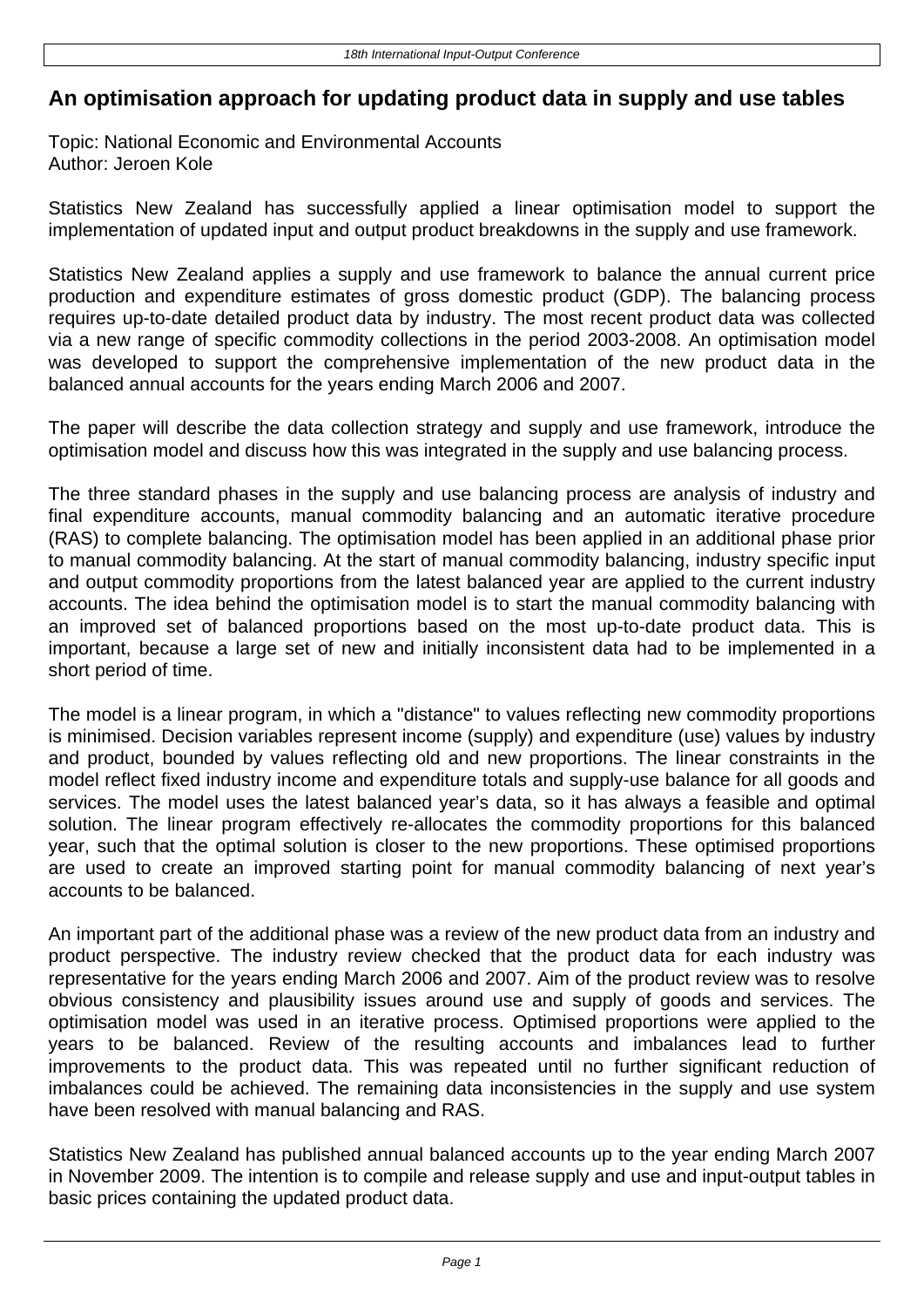# An optimisation approach for updating product data in supply and use tables

Topic: National Economic and Environmental Accounts
Author: Jeroen Kole

Statistics New Zealand has successfully applied a linear optimisation model to support the implementation of updated input and output product breakdowns in the supply and use framework.

Statistics New Zealand applies a supply and use framework to balance the annual current price production and expenditure estimates of gross domestic product (GDP). The balancing process requires up-to-date detailed product data by industry. The most recent product data was collected via a new range of specific commodity collections in the period 2003-2008. An optimisation model was developed to support the comprehensive implementation of the new product data in the balanced annual accounts for the years ending March 2006 and 2007.

The paper will describe the data collection strategy and supply and use framework, introduce the optimisation model and discuss how this was integrated in the supply and use balancing process.

The three standard phases in the supply and use balancing process are analysis of industry and final expenditure accounts, manual commodity balancing and an automatic iterative procedure (RAS) to complete balancing. The optimisation model has been applied in an additional phase prior to manual commodity balancing. At the start of manual commodity balancing, industry specific input and output commodity proportions from the latest balanced year are applied to the current industry accounts. The idea behind the optimisation model is to start the manual commodity balancing with an improved set of balanced proportions based on the most up-to-date product data. This is important, because a large set of new and initially inconsistent data had to be implemented in a short period of time.

The model is a linear program, in which a "distance" to values reflecting new commodity proportions is minimised. Decision variables represent income (supply) and expenditure (use) values by industry and product, bounded by values reflecting old and new proportions. The linear constraints in the model reflect fixed industry income and expenditure totals and supply-use balance for all goods and services. The model uses the latest balanced year's data, so it has always a feasible and optimal solution. The linear program effectively re-allocates the commodity proportions for this balanced year, such that the optimal solution is closer to the new proportions. These optimised proportions are used to create an improved starting point for manual commodity balancing of next year's accounts to be balanced.

An important part of the additional phase was a review of the new product data from an industry and product perspective. The industry review checked that the product data for each industry was representative for the years ending March 2006 and 2007. Aim of the product review was to resolve obvious consistency and plausibility issues around use and supply of goods and services. The optimisation model was used in an iterative process. Optimised proportions were applied to the years to be balanced. Review of the resulting accounts and imbalances lead to further improvements to the product data. This was repeated until no further significant reduction of imbalances could be achieved. The remaining data inconsistencies in the supply and use system have been resolved with manual balancing and RAS.

Statistics New Zealand has published annual balanced accounts up to the year ending March 2007 in November 2009. The intention is to compile and release supply and use and input-output tables in basic prices containing the updated product data.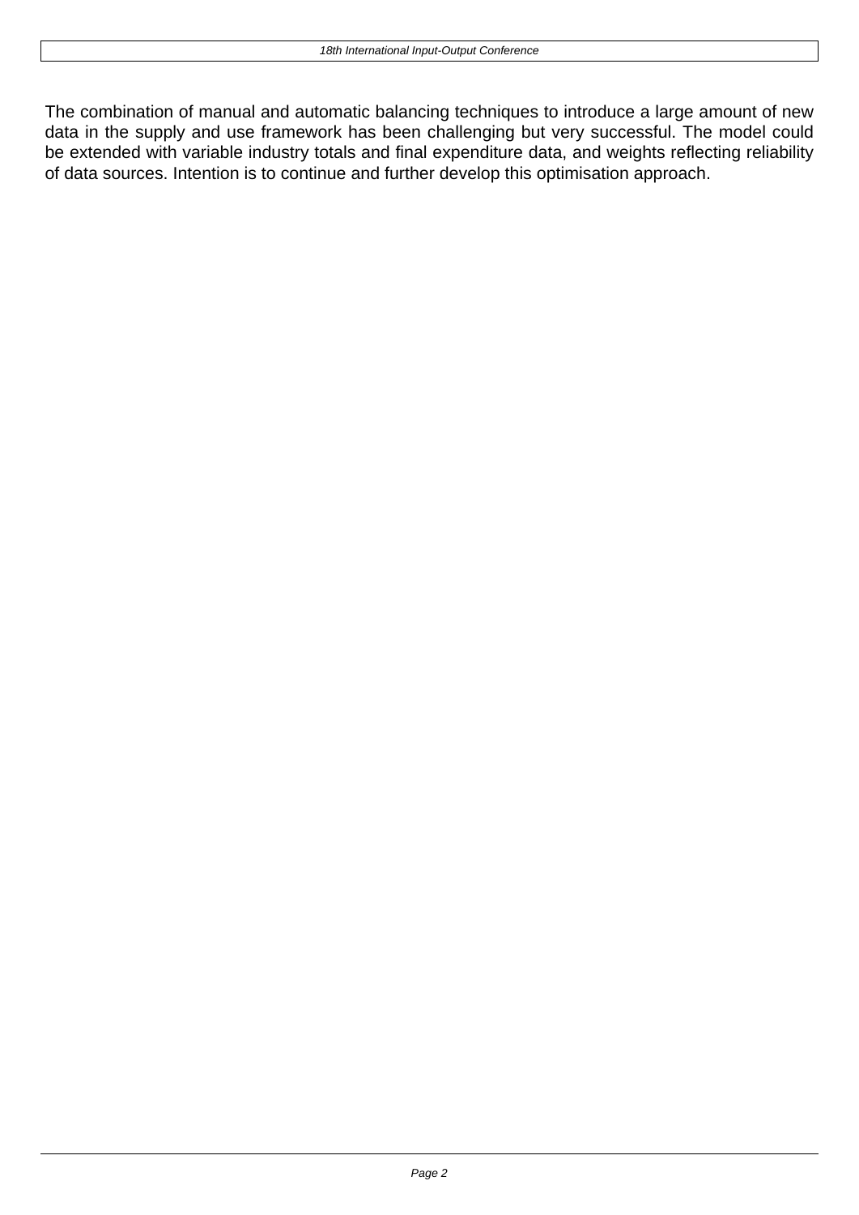The combination of manual and automatic balancing techniques to introduce a large amount of new data in the supply and use framework has been challenging but very successful. The model could be extended with variable industry totals and final expenditure data, and weights reflecting reliability of data sources. Intention is to continue and further develop this optimisation approach.